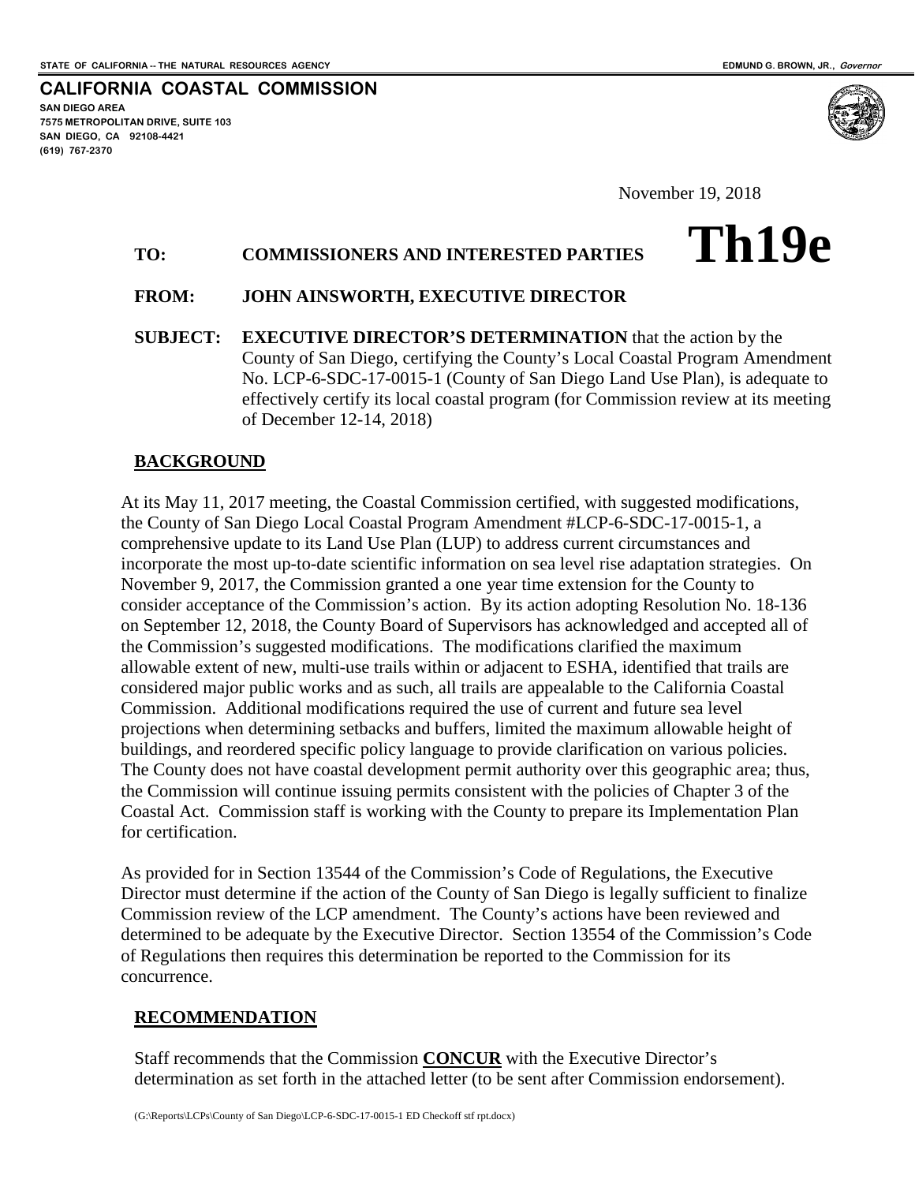STATE OF CALIFORNIA -- THE NATURAL RESOURCES AGENCY — EDMUND G. BROWN, JR., *Governor*

**CALIFORNIA COASTAL COMMISSION**
**SAN DIEGO AREA**
**7575 METROPOLITAN DRIVE, SUITE 103**
**SAN DIEGO, CA 92108-4421**
**(619) 767-2370**

November 19, 2018

# Th19e

**TO:** **COMMISSIONERS AND INTERESTED PARTIES**

**FROM:** **JOHN AINSWORTH, EXECUTIVE DIRECTOR**

**SUBJECT:** **EXECUTIVE DIRECTOR'S DETERMINATION** that the action by the County of San Diego, certifying the County's Local Coastal Program Amendment No. LCP-6-SDC-17-0015-1 (County of San Diego Land Use Plan), is adequate to effectively certify its local coastal program (for Commission review at its meeting of December 12-14, 2018)

## BACKGROUND

At its May 11, 2017 meeting, the Coastal Commission certified, with suggested modifications, the County of San Diego Local Coastal Program Amendment #LCP-6-SDC-17-0015-1, a comprehensive update to its Land Use Plan (LUP) to address current circumstances and incorporate the most up-to-date scientific information on sea level rise adaptation strategies. On November 9, 2017, the Commission granted a one year time extension for the County to consider acceptance of the Commission's action. By its action adopting Resolution No. 18-136 on September 12, 2018, the County Board of Supervisors has acknowledged and accepted all of the Commission's suggested modifications. The modifications clarified the maximum allowable extent of new, multi-use trails within or adjacent to ESHA, identified that trails are considered major public works and as such, all trails are appealable to the California Coastal Commission. Additional modifications required the use of current and future sea level projections when determining setbacks and buffers, limited the maximum allowable height of buildings, and reordered specific policy language to provide clarification on various policies. The County does not have coastal development permit authority over this geographic area; thus, the Commission will continue issuing permits consistent with the policies of Chapter 3 of the Coastal Act. Commission staff is working with the County to prepare its Implementation Plan for certification.

As provided for in Section 13544 of the Commission's Code of Regulations, the Executive Director must determine if the action of the County of San Diego is legally sufficient to finalize Commission review of the LCP amendment. The County's actions have been reviewed and determined to be adequate by the Executive Director. Section 13554 of the Commission's Code of Regulations then requires this determination be reported to the Commission for its concurrence.

## RECOMMENDATION

Staff recommends that the Commission **CONCUR** with the Executive Director's determination as set forth in the attached letter (to be sent after Commission endorsement).

(G:\Reports\LCPs\County of San Diego\LCP-6-SDC-17-0015-1 ED Checkoff stf rpt.docx)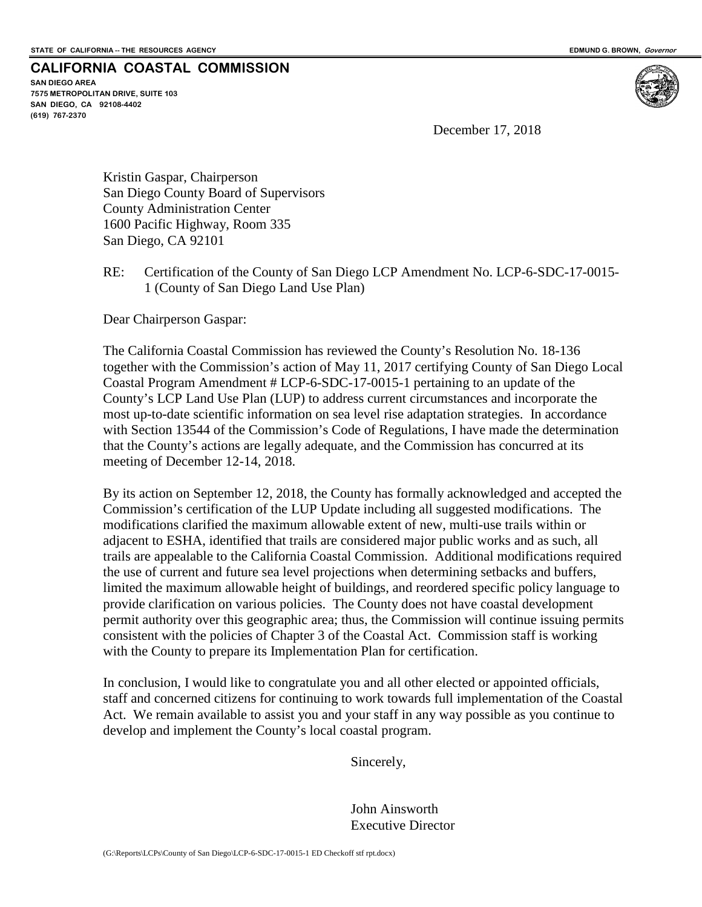STATE OF CALIFORNIA -- THE RESOURCES AGENCY

EDMUND G. BROWN, *Governor*

**CALIFORNIA COASTAL COMMISSION**

**SAN DIEGO AREA**
**7575 METROPOLITAN DRIVE, SUITE 103**
**SAN DIEGO, CA 92108-4402**
**(619) 767-2370**

December 17, 2018

Kristin Gaspar, Chairperson
San Diego County Board of Supervisors
County Administration Center
1600 Pacific Highway, Room 335
San Diego, CA 92101

RE: Certification of the County of San Diego LCP Amendment No. LCP-6-SDC-17-0015-1 (County of San Diego Land Use Plan)

Dear Chairperson Gaspar:

The California Coastal Commission has reviewed the County's Resolution No. 18-136 together with the Commission's action of May 11, 2017 certifying County of San Diego Local Coastal Program Amendment # LCP-6-SDC-17-0015-1 pertaining to an update of the County's LCP Land Use Plan (LUP) to address current circumstances and incorporate the most up-to-date scientific information on sea level rise adaptation strategies. In accordance with Section 13544 of the Commission's Code of Regulations, I have made the determination that the County's actions are legally adequate, and the Commission has concurred at its meeting of December 12-14, 2018.

By its action on September 12, 2018, the County has formally acknowledged and accepted the Commission's certification of the LUP Update including all suggested modifications. The modifications clarified the maximum allowable extent of new, multi-use trails within or adjacent to ESHA, identified that trails are considered major public works and as such, all trails are appealable to the California Coastal Commission. Additional modifications required the use of current and future sea level projections when determining setbacks and buffers, limited the maximum allowable height of buildings, and reordered specific policy language to provide clarification on various policies. The County does not have coastal development permit authority over this geographic area; thus, the Commission will continue issuing permits consistent with the policies of Chapter 3 of the Coastal Act. Commission staff is working with the County to prepare its Implementation Plan for certification.

In conclusion, I would like to congratulate you and all other elected or appointed officials, staff and concerned citizens for continuing to work towards full implementation of the Coastal Act. We remain available to assist you and your staff in any way possible as you continue to develop and implement the County's local coastal program.

Sincerely,

John Ainsworth
Executive Director

(G:\Reports\LCPs\County of San Diego\LCP-6-SDC-17-0015-1 ED Checkoff stf rpt.docx)